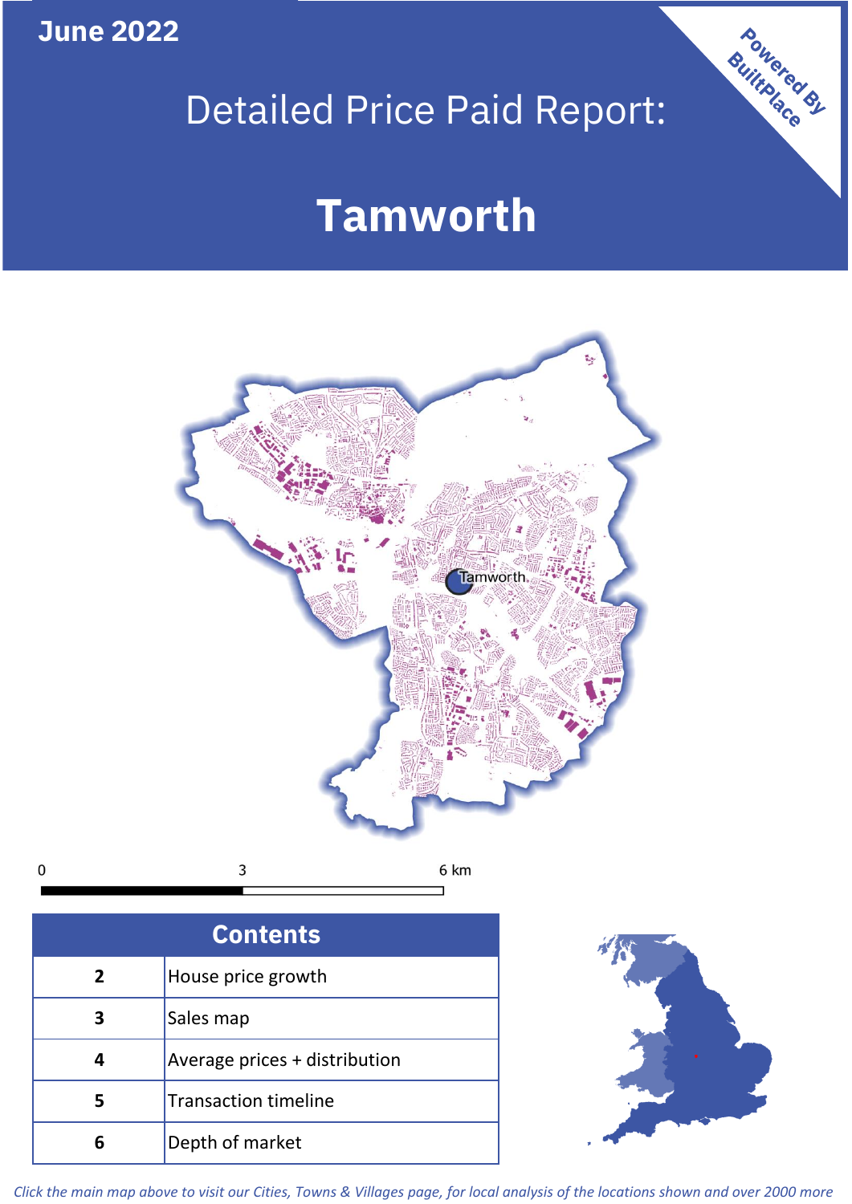June 2022

# Detailed Price Paid Report:

# Tamworth

Powered By BuiltPlace

0 3 6 km

| Contents | |
|---|---|
| 2 | House price growth |
| 3 | Sales map |
| 4 | Average prices + distribution |
| 5 | Transaction timeline |
| 6 | Depth of market |

*Click the main map above to visit our Cities, Towns & Villages page, for local analysis of the locations shown and over 2000 more*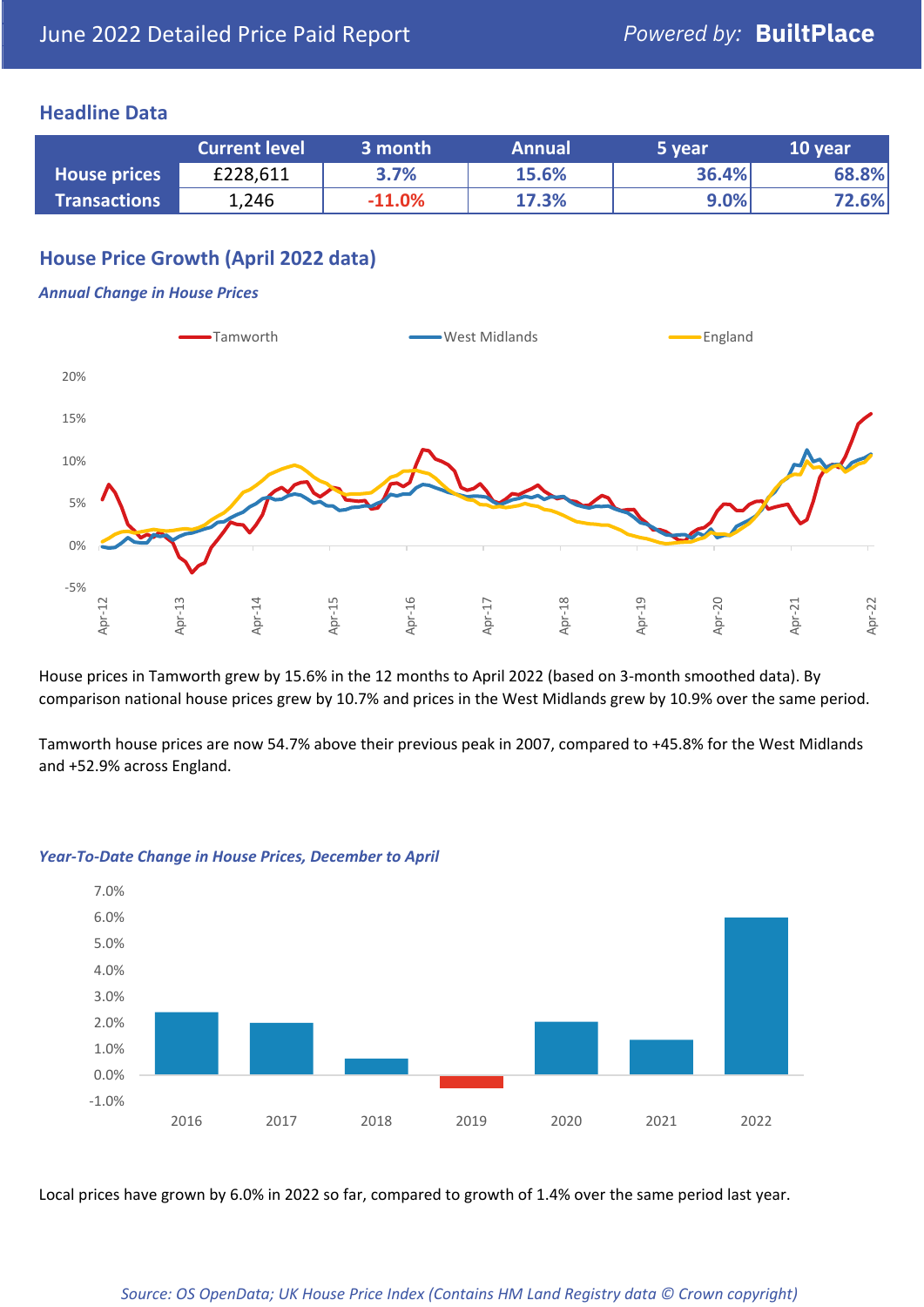June 2022 Detailed Price Paid Report

Powered by: **BuiltPlace**

## Headline Data

| | Current level | 3 month | Annual | 5 year | 10 year |
|---|---|---|---|---|---|
| **House prices** | £228,611 | 3.7% | 15.6% | 36.4% | 68.8% |
| **Transactions** | 1,246 | -11.0% | 17.3% | 9.0% | 72.6% |

## House Price Growth (April 2022 data)

***Annual Change in House Prices***

House prices in Tamworth grew by 15.6% in the 12 months to April 2022 (based on 3-month smoothed data). By comparison national house prices grew by 10.7% and prices in the West Midlands grew by 10.9% over the same period.

Tamworth house prices are now 54.7% above their previous peak in 2007, compared to +45.8% for the West Midlands and +52.9% across England.

***Year-To-Date Change in House Prices, December to April***

Local prices have grown by 6.0% in 2022 so far, compared to growth of 1.4% over the same period last year.

*Source: OS OpenData; UK House Price Index (Contains HM Land Registry data © Crown copyright)*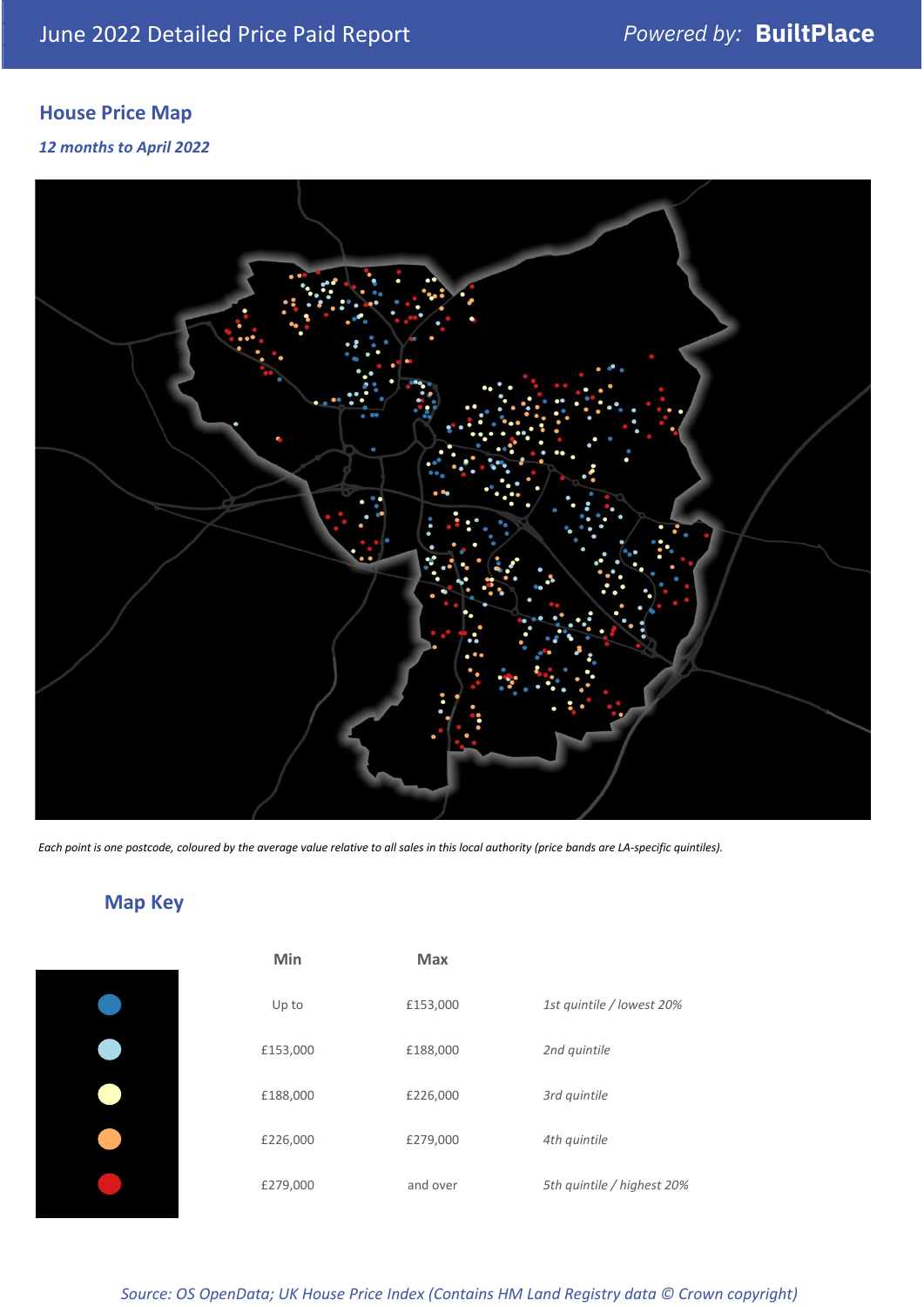June 2022 Detailed Price Paid Report

*Powered by:* **BuiltPlace**

## House Price Map

*12 months to April 2022*

*Each point is one postcode, coloured by the average value relative to all sales in this local authority (price bands are LA-specific quintiles).*

## Map Key

| | Min | Max | |
|---|---|---|---|
| | Up to | £153,000 | *1st quintile / lowest 20%* |
| | £153,000 | £188,000 | *2nd quintile* |
| | £188,000 | £226,000 | *3rd quintile* |
| | £226,000 | £279,000 | *4th quintile* |
| | £279,000 | and over | *5th quintile / highest 20%* |

*Source: OS OpenData; UK House Price Index (Contains HM Land Registry data © Crown copyright)*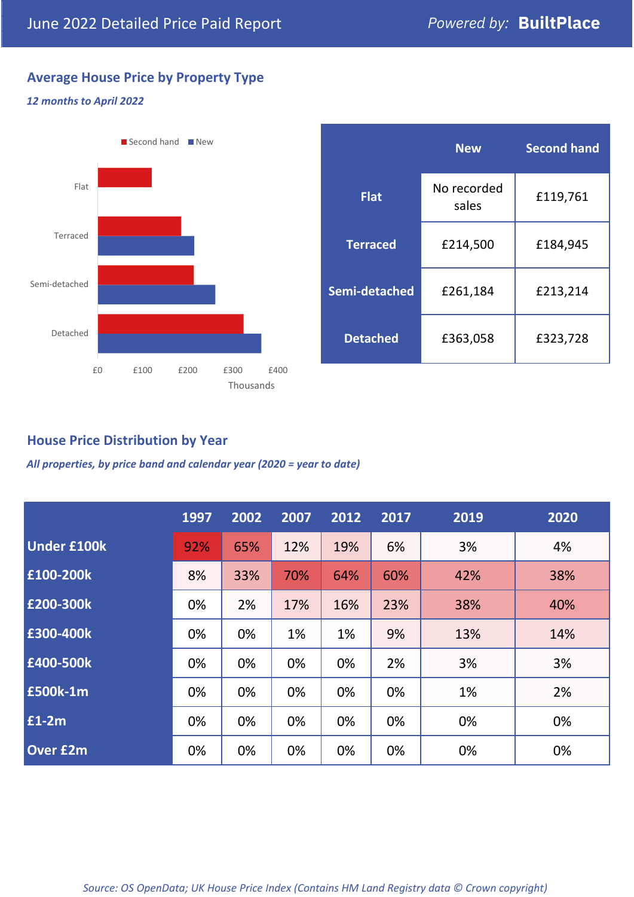# June 2022 Detailed Price Paid Report

*Powered by:* **BuiltPlace**

## Average House Price by Property Type

***12 months to April 2022***

Second hand ■ New ■

Flat

Terraced

Semi-detached

Detached

£0 £100 £200 £300 £400

Thousands

| | New | Second hand |
|---|---|---|
| **Flat** | No recorded sales | £119,761 |
| **Terraced** | £214,500 | £184,945 |
| **Semi-detached** | £261,184 | £213,214 |
| **Detached** | £363,058 | £323,728 |

## House Price Distribution by Year

***All properties, by price band and calendar year (2020 = year to date)***

| | 1997 | 2002 | 2007 | 2012 | 2017 | 2019 | 2020 |
|---|---|---|---|---|---|---|---|
| **Under £100k** | 92% | 65% | 12% | 19% | 6% | 3% | 4% |
| **£100-200k** | 8% | 33% | 70% | 64% | 60% | 42% | 38% |
| **£200-300k** | 0% | 2% | 17% | 16% | 23% | 38% | 40% |
| **£300-400k** | 0% | 0% | 1% | 1% | 9% | 13% | 14% |
| **£400-500k** | 0% | 0% | 0% | 0% | 2% | 3% | 3% |
| **£500k-1m** | 0% | 0% | 0% | 0% | 0% | 1% | 2% |
| **£1-2m** | 0% | 0% | 0% | 0% | 0% | 0% | 0% |
| **Over £2m** | 0% | 0% | 0% | 0% | 0% | 0% | 0% |

*Source: OS OpenData; UK House Price Index (Contains HM Land Registry data © Crown copyright)*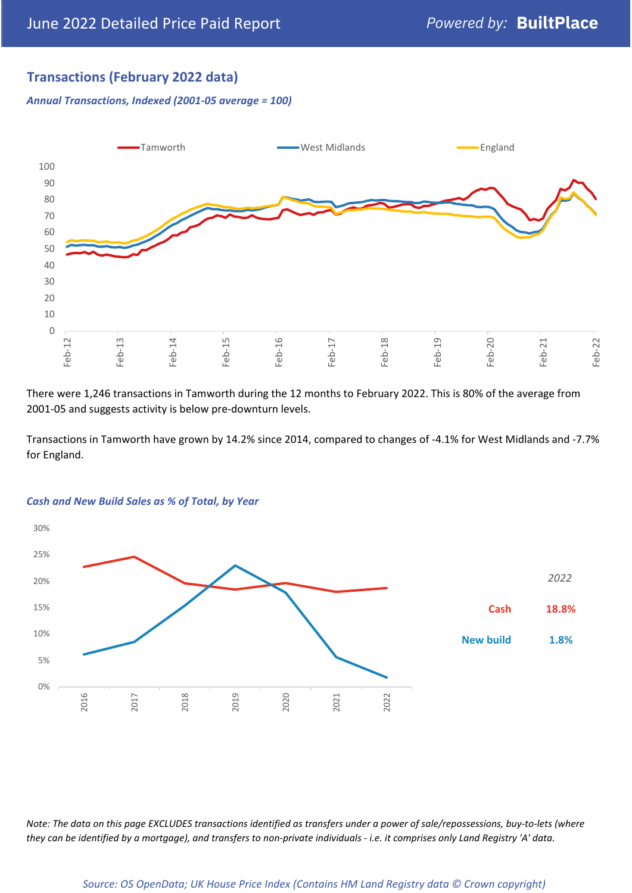## Transactions (February 2022 data)

*Annual Transactions, Indexed (2001-05 average = 100)*

There were 1,246 transactions in Tamworth during the 12 months to February 2022. This is 80% of the average from 2001-05 and suggests activity is below pre-downturn levels.

Transactions in Tamworth have grown by 14.2% since 2014, compared to changes of -4.1% for West Midlands and -7.7% for England.

*Cash and New Build Sales as % of Total, by Year*

| 2022 | |
|---|---|
| Cash | 18.8% |
| New build | 1.8% |

*Note: The data on this page EXCLUDES transactions identified as transfers under a power of sale/repossessions, buy-to-lets (where they can be identified by a mortgage), and transfers to non-private individuals - i.e. it comprises only Land Registry 'A' data.*

*Source: OS OpenData; UK House Price Index (Contains HM Land Registry data © Crown copyright)*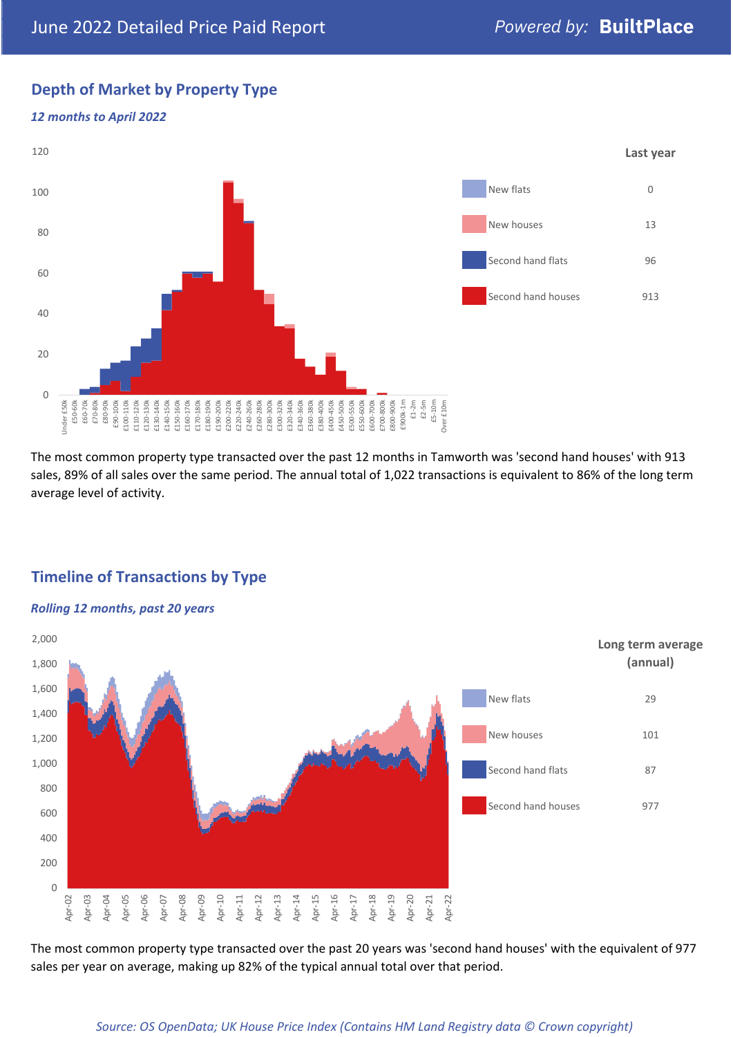June 2022 Detailed Price Paid Report

Powered by: **BuiltPlace**

## Depth of Market by Property Type

*12 months to April 2022*

120
100
80
60
40
20
0

Under £50k, £50-60k, £60-70k, £70-80k, £80-90k, £90-100k, £100-110k, £110-120k, £120-130k, £130-140k, £140-150k, £150-160k, £160-170k, £170-180k, £180-190k, £190-200k, £200-220k, £220-240k, £240-260k, £260-280k, £280-300k, £300-320k, £320-340k, £340-360k, £360-380k, £380-400k, £400-450k, £450-500k, £500-550k, £550-600k, £600-700k, £700-800k, £800-900k, £900k-1m, £1-2m, £2-5m, £5-10m, Over £10m

Last year

New flats 0
New houses 13
Second hand flats 96
Second hand houses 913

The most common property type transacted over the past 12 months in Tamworth was 'second hand houses' with 913 sales, 89% of all sales over the same period. The annual total of 1,022 transactions is equivalent to 86% of the long term average level of activity.

## Timeline of Transactions by Type

*Rolling 12 months, past 20 years*

2,000
1,800
1,600
1,400
1,200
1,000
800
600
400
200
0

Apr-02, Apr-03, Apr-04, Apr-05, Apr-06, Apr-07, Apr-08, Apr-09, Apr-10, Apr-11, Apr-12, Apr-13, Apr-14, Apr-15, Apr-16, Apr-17, Apr-18, Apr-19, Apr-20, Apr-21, Apr-22

Long term average (annual)

New flats 29
New houses 101
Second hand flats 87
Second hand houses 977

The most common property type transacted over the past 20 years was 'second hand houses' with the equivalent of 977 sales per year on average, making up 82% of the typical annual total over that period.

*Source: OS OpenData; UK House Price Index (Contains HM Land Registry data © Crown copyright)*